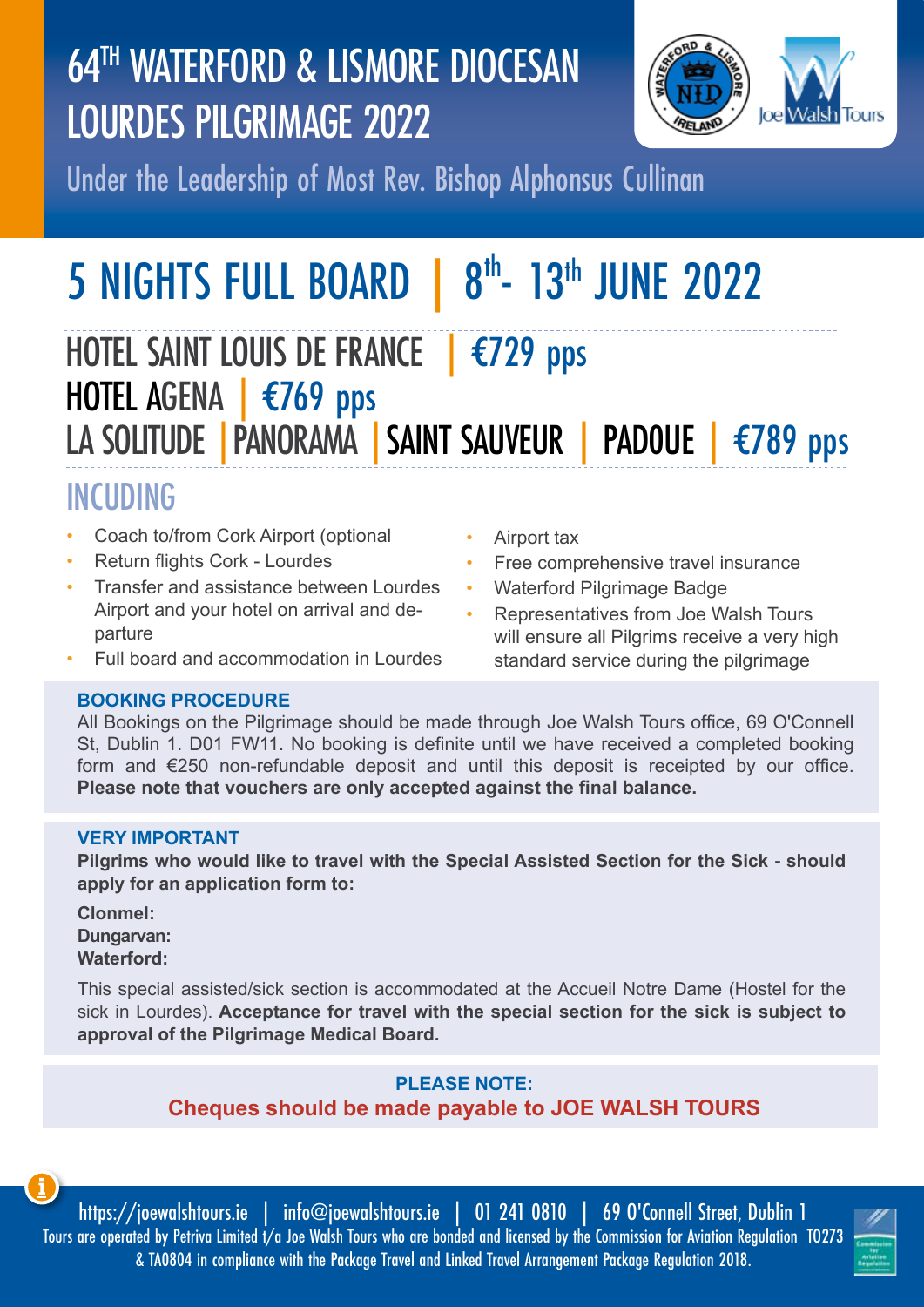# 64TH WATERFORD & LISMORE DIOCESAN LOURDES PILGRIMAGE 2022

Under the Leadership of Most Rev. Bishop Alphonsus Cullinan

## 5 NIGHTS FULL BOARD | 8th- 13th JUNE 2022

### HOTEL SAINT LOUIS DE FRANCE | €729 pps

### HOTEL AGENA | €769 pps

### LA SOLITUDE | PANORAMA | SAINT SAUVEUR | PADOUE | €789 pps

## INCUDING

- Coach to/from Cork Airport (optional
- Return flights Cork - Lourdes
- Transfer and assistance between Lourdes Airport and your hotel on arrival and departure
- Full board and accommodation in Lourdes
- Airport tax
- Free comprehensive travel insurance
- Waterford Pilgrimage Badge
- Representatives from Joe Walsh Tours will ensure all Pilgrims receive a very high standard service during the pilgrimage

**BOOKING PROCEDURE**

All Bookings on the Pilgrimage should be made through Joe Walsh Tours office, 69 O'Connell St, Dublin 1. D01 FW11. No booking is definite until we have received a completed booking form and €250 non-refundable deposit and until this deposit is receipted by our office. **Please note that vouchers are only accepted against the final balance.**

**VERY IMPORTANT**

**Pilgrims who would like to travel with the Special Assisted Section for the Sick - should apply for an application form to:**

**Clonmel:**
**Dungarvan:**
**Waterford:**

This special assisted/sick section is accommodated at the Accueil Notre Dame (Hostel for the sick in Lourdes). **Acceptance for travel with the special section for the sick is subject to approval of the Pilgrimage Medical Board.**

**PLEASE NOTE:**
**Cheques should be made payable to JOE WALSH TOURS**

https://joewalshtours.ie | info@joewalshtours.ie | 01 241 0810 | 69 O'Connell Street, Dublin 1
Tours are operated by Petriva Limited t/a Joe Walsh Tours who are bonded and licensed by the Commission for Aviation Regulation T0273 & TA0804 in compliance with the Package Travel and Linked Travel Arrangement Package Regulation 2018.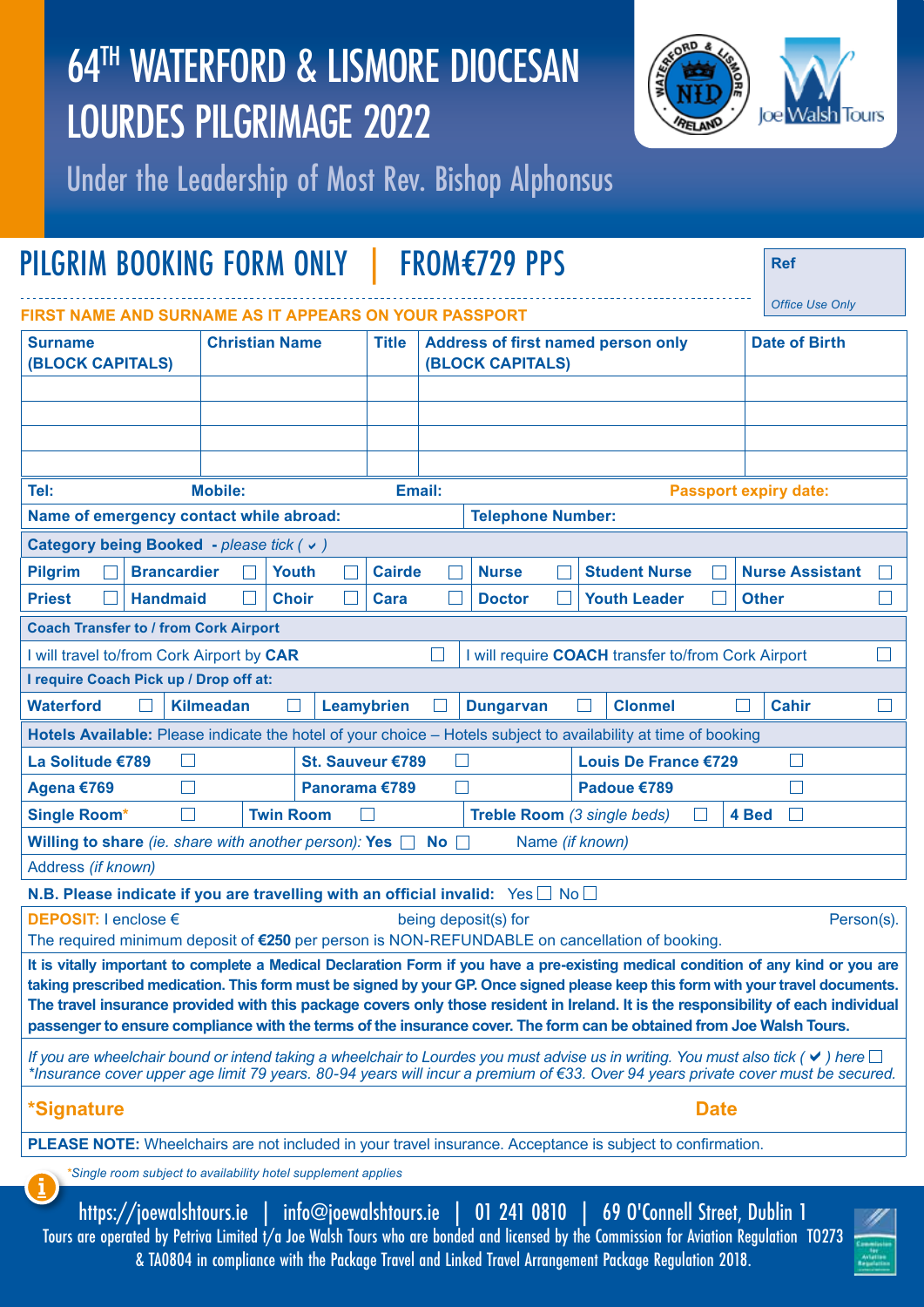# 64TH WATERFORD & LISMORE DIOCESAN LOURDES PILGRIMAGE 2022

Under the Leadership of Most Rev. Bishop Alphonsus

## PILGRIM BOOKING FORM ONLY | FROM€729 PPS

**Ref**

*Office Use Only*

**FIRST NAME AND SURNAME AS IT APPEARS ON YOUR PASSPORT**

| Surname (BLOCK CAPITALS) | Christian Name | Title | Address of first named person only (BLOCK CAPITALS) | Date of Birth |
|---|---|---|---|---|
| | | | | |
| | | | | |
| | | | | |
| | | | | |

| Tel: | Mobile: | Email: | Passport expiry date: |
|---|---|---|---|

| Name of emergency contact while abroad: | Telephone Number: |
|---|---|

**Category being Booked** - *please tick ( ✔ )*

| | | | | | | |
|---|---|---|---|---|---|---|
| Pilgrim ☐ | Brancardier ☐ | Youth ☐ | Cairde ☐ | Nurse ☐ | Student Nurse ☐ | Nurse Assistant ☐ |
| Priest ☐ | Handmaid ☐ | Choir ☐ | Cara ☐ | Doctor ☐ | Youth Leader ☐ | Other ☐ |

**Coach Transfer to / from Cork Airport**

| | |
|---|---|
| I will travel to/from Cork Airport by **CAR** ☐ | I will require **COACH** transfer to/from Cork Airport ☐ |

**I require Coach Pick up / Drop off at:**

| | | | | | |
|---|---|---|---|---|---|
| Waterford ☐ | Kilmeadan ☐ | Leamybrien ☐ | Dungarvan ☐ | Clonmel ☐ | Cahir ☐ |

**Hotels Available:** Please indicate the hotel of your choice – Hotels subject to availability at time of booking

| | | |
|---|---|---|
| La Solitude €789 ☐ | St. Sauveur €789 ☐ | Louis De France €729 ☐ |
| Agena €769 ☐ | Panorama €789 ☐ | Padoue €789 ☐ |

| | | | |
|---|---|---|---|
| Single Room* ☐ | Twin Room ☐ | Treble Room *(3 single beds)* ☐ | 4 Bed ☐ |

**Willing to share** *(ie. share with another person)*: **Yes** ☐ **No** ☐ Name *(if known)*

Address *(if known)*

**N.B. Please indicate if you are travelling with an official invalid:** Yes ☐ No ☐

**DEPOSIT:** I enclose € being deposit(s) for Person(s).
The required minimum deposit of **€250** per person is NON-REFUNDABLE on cancellation of booking.

**It is vitally important to complete a Medical Declaration Form if you have a pre-existing medical condition of any kind or you are taking prescribed medication. This form must be signed by your GP. Once signed please keep this form with your travel documents. The travel insurance provided with this package covers only those resident in Ireland. It is the responsibility of each individual passenger to ensure compliance with the terms of the insurance cover. The form can be obtained from Joe Walsh Tours.**

*If you are wheelchair bound or intend taking a wheelchair to Lourdes you must advise us in writing. You must also tick ( ✔ ) here* ☐
*\*Insurance cover upper age limit 79 years. 80-94 years will incur a premium of €33. Over 94 years private cover must be secured.*

**\*Signature** **Date**

**PLEASE NOTE:** Wheelchairs are not included in your travel insurance. Acceptance is subject to confirmation.

*\*Single room subject to availability hotel supplement applies*

https://joewalshtours.ie | info@joewalshtours.ie | 01 241 0810 | 69 O'Connell Street, Dublin 1
Tours are operated by Petriva Limited t/a Joe Walsh Tours who are bonded and licensed by the Commission for Aviation Regulation T0273 & TA0804 in compliance with the Package Travel and Linked Travel Arrangement Package Regulation 2018.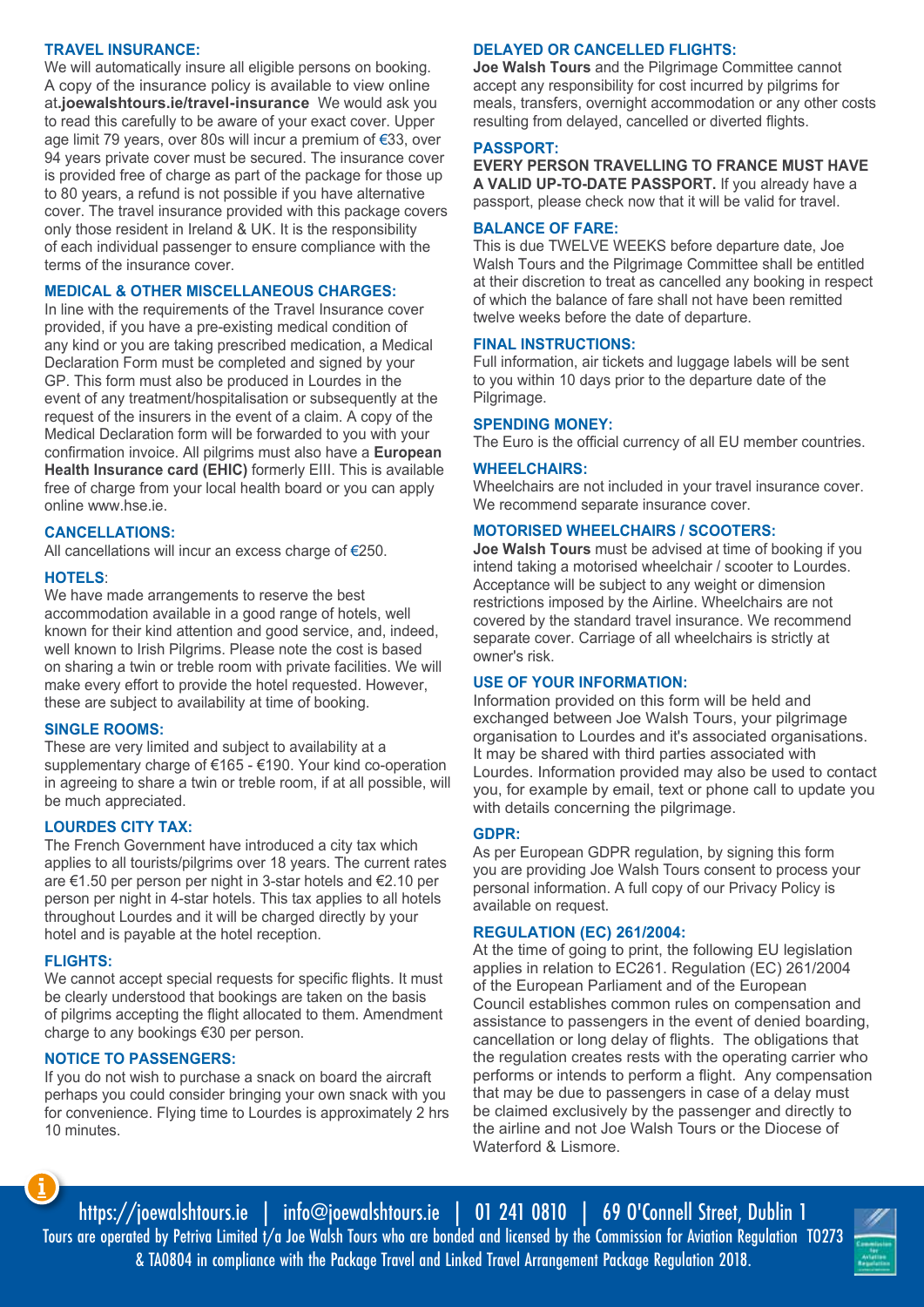## TRAVEL INSURANCE:

We will automatically insure all eligible persons on booking. A copy of the insurance policy is available to view online at **joewalshtours.ie/travel-insurance** We would ask you to read this carefully to be aware of your exact cover. Upper age limit 79 years, over 80s will incur a premium of €33, over 94 years private cover must be secured. The insurance cover is provided free of charge as part of the package for those up to 80 years, a refund is not possible if you have alternative cover. The travel insurance provided with this package covers only those resident in Ireland & UK. It is the responsibility of each individual passenger to ensure compliance with the terms of the insurance cover.

## MEDICAL & OTHER MISCELLANEOUS CHARGES:

In line with the requirements of the Travel Insurance cover provided, if you have a pre-existing medical condition of any kind or you are taking prescribed medication, a Medical Declaration Form must be completed and signed by your GP. This form must also be produced in Lourdes in the event of any treatment/hospitalisation or subsequently at the request of the insurers in the event of a claim. A copy of the Medical Declaration form will be forwarded to you with your confirmation invoice. All pilgrims must also have a **European Health Insurance card (EHIC)** formerly EIII. This is available free of charge from your local health board or you can apply online www.hse.ie.

## CANCELLATIONS:

All cancellations will incur an excess charge of €250.

## HOTELS:

We have made arrangements to reserve the best accommodation available in a good range of hotels, well known for their kind attention and good service, and, indeed, well known to Irish Pilgrims. Please note the cost is based on sharing a twin or treble room with private facilities. We will make every effort to provide the hotel requested. However, these are subject to availability at time of booking.

## SINGLE ROOMS:

These are very limited and subject to availability at a supplementary charge of €165 - €190. Your kind co-operation in agreeing to share a twin or treble room, if at all possible, will be much appreciated.

## LOURDES CITY TAX:

The French Government have introduced a city tax which applies to all tourists/pilgrims over 18 years. The current rates are €1.50 per person per night in 3-star hotels and €2.10 per person per night in 4-star hotels. This tax applies to all hotels throughout Lourdes and it will be charged directly by your hotel and is payable at the hotel reception.

## FLIGHTS:

We cannot accept special requests for specific flights. It must be clearly understood that bookings are taken on the basis of pilgrims accepting the flight allocated to them. Amendment charge to any bookings €30 per person.

## NOTICE TO PASSENGERS:

If you do not wish to purchase a snack on board the aircraft perhaps you could consider bringing your own snack with you for convenience. Flying time to Lourdes is approximately 2 hrs 10 minutes.

## DELAYED OR CANCELLED FLIGHTS:

**Joe Walsh Tours** and the Pilgrimage Committee cannot accept any responsibility for cost incurred by pilgrims for meals, transfers, overnight accommodation or any other costs resulting from delayed, cancelled or diverted flights.

## PASSPORT:

**EVERY PERSON TRAVELLING TO FRANCE MUST HAVE A VALID UP-TO-DATE PASSPORT.** If you already have a passport, please check now that it will be valid for travel.

## BALANCE OF FARE:

This is due TWELVE WEEKS before departure date, Joe Walsh Tours and the Pilgrimage Committee shall be entitled at their discretion to treat as cancelled any booking in respect of which the balance of fare shall not have been remitted twelve weeks before the date of departure.

## FINAL INSTRUCTIONS:

Full information, air tickets and luggage labels will be sent to you within 10 days prior to the departure date of the Pilgrimage.

## SPENDING MONEY:

The Euro is the official currency of all EU member countries.

## WHEELCHAIRS:

Wheelchairs are not included in your travel insurance cover. We recommend separate insurance cover.

## MOTORISED WHEELCHAIRS / SCOOTERS:

**Joe Walsh Tours** must be advised at time of booking if you intend taking a motorised wheelchair / scooter to Lourdes. Acceptance will be subject to any weight or dimension restrictions imposed by the Airline. Wheelchairs are not covered by the standard travel insurance. We recommend separate cover. Carriage of all wheelchairs is strictly at owner's risk.

## USE OF YOUR INFORMATION:

Information provided on this form will be held and exchanged between Joe Walsh Tours, your pilgrimage organisation to Lourdes and it's associated organisations. It may be shared with third parties associated with Lourdes. Information provided may also be used to contact you, for example by email, text or phone call to update you with details concerning the pilgrimage.

## GDPR:

As per European GDPR regulation, by signing this form you are providing Joe Walsh Tours consent to process your personal information. A full copy of our Privacy Policy is available on request.

## REGULATION (EC) 261/2004:

At the time of going to print, the following EU legislation applies in relation to EC261. Regulation (EC) 261/2004 of the European Parliament and of the European Council establishes common rules on compensation and assistance to passengers in the event of denied boarding, cancellation or long delay of flights. The obligations that the regulation creates rests with the operating carrier who performs or intends to perform a flight. Any compensation that may be due to passengers in case of a delay must be claimed exclusively by the passenger and directly to the airline and not Joe Walsh Tours or the Diocese of Waterford & Lismore.

https://joewalshtours.ie | info@joewalshtours.ie | 01 241 0810 | 69 O'Connell Street, Dublin 1

Tours are operated by Petriva Limited t/a Joe Walsh Tours who are bonded and licensed by the Commission for Aviation Regulation T0273 & TA0804 in compliance with the Package Travel and Linked Travel Arrangement Package Regulation 2018.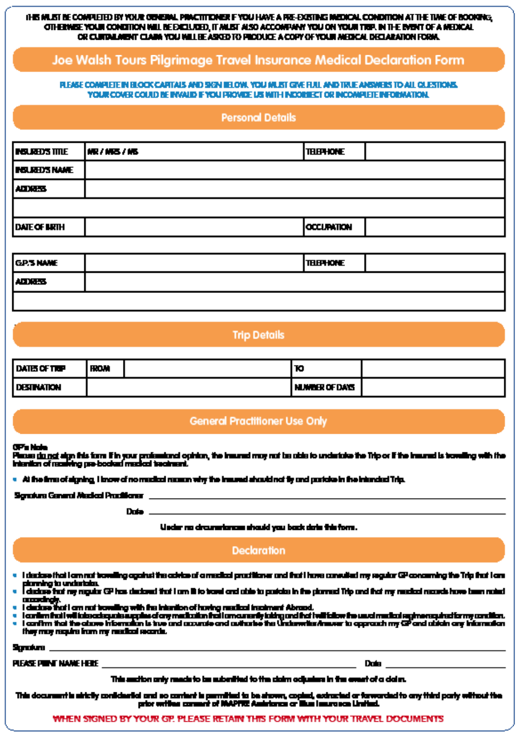THIS MUST BE COMPLETED BY YOUR GENERAL PRACTITIONER IF YOU HAVE A PRE-EXISTING MEDICAL CONDITION AT THE TIME OF BOOKING, OTHERWISE YOUR CONDITION WILL BE EXCLUDED, IT MUST ALSO ACCOMPANY YOU ON YOUR TRIP. IN THE EVENT OF A MEDICAL OR CURTAILMENT CLAIM YOU WILL BE ASKED TO PRODUCE A COPY OF YOUR MEDICAL DECLARATION FORM.

# Joe Walsh Tours Pilgrimage Travel Insurance Medical Declaration Form

PLEASE COMPLETE IN BLOCK CAPITALS AND SIGN BELOW. YOU MUST GIVE FULL AND TRUE ANSWERS TO ALL QUESTIONS. YOUR COVER COULD BE INVALID IF YOU PROVIDE US WITH INCORRECT OR INCOMPLETE INFORMATION.

## Personal Details

| | | | |
|---|---|---|---|
| INSURED'S TITLE | MR / MRS / MS | TELEPHONE | |
| INSURED'S NAME | | | |
| ADDRESS | | | |
| | | | |
| DATE OF BIRTH | | OCCUPATION | |

| | | | |
|---|---|---|---|
| G.P.'S NAME | | TELEPHONE | |
| ADDRESS | | | |
| | | | |

## Trip Details

| | | | | |
|---|---|---|---|---|
| DATES OF TRIP | FROM | | TO | |
| DESTINATION | | | NUMBER OF DAYS | |

## General Practitioner Use Only

**GP's Note**
Please do not sign this form if in your professional opinion, the insured may not be able to undertake the Trip or if the insured is travelling with the intention of receiving pre-booked medical treatment.

- At the time of signing, I know of no medical reason why the insured should not fly and partake in the intended Trip.

Signature General Medical Practitioner \_\_\_\_\_\_\_\_\_\_\_\_\_\_\_\_\_\_\_\_\_\_\_\_\_\_\_\_\_\_

Date \_\_\_\_\_\_\_\_\_\_\_\_\_\_\_\_\_\_\_\_\_\_\_\_\_\_\_\_\_\_

Under no circumstances should you back date this form.

## Declaration

- I declare that I am not travelling against the advice of a medical practitioner and that I have consulted my regular GP concerning the Trip that I am planning to undertake.
- I declare that my regular GP has declared that I am fit to travel and able to partake in the planned Trip and that my medical records have been noted accordingly.
- I declare that I am not travelling with the intention of having medical treatment Abroad.
- I confirm that I will take adequate supplies of any medication that I am currently taking and that I will follow the usual medical regime required for my condition.
- I confirm that the above information is true and accurate and authorise the Underwriter/Insurer to approach my GP and obtain any information they may require from my medical records.

Signature \_\_\_\_\_\_\_\_\_\_\_\_\_\_\_\_\_\_\_\_\_\_\_\_\_\_\_\_\_\_

PLEASE PRINT NAME HERE \_\_\_\_\_\_\_\_\_\_\_\_\_\_\_\_\_\_\_\_\_\_\_\_\_\_\_\_\_\_ Date \_\_\_\_\_\_\_\_\_\_\_\_\_\_\_\_\_\_\_\_

This section only needs to be submitted to the claim adjusters in the event of a claim.

This document is strictly confidential and no content is permitted to be shown, copied, extracted or forwarded to any third party without the prior written consent of MAPFRE Asistencia or Blue Insurance Limited.

WHEN SIGNED BY YOUR GP, PLEASE RETAIN THIS FORM WITH YOUR TRAVEL DOCUMENTS